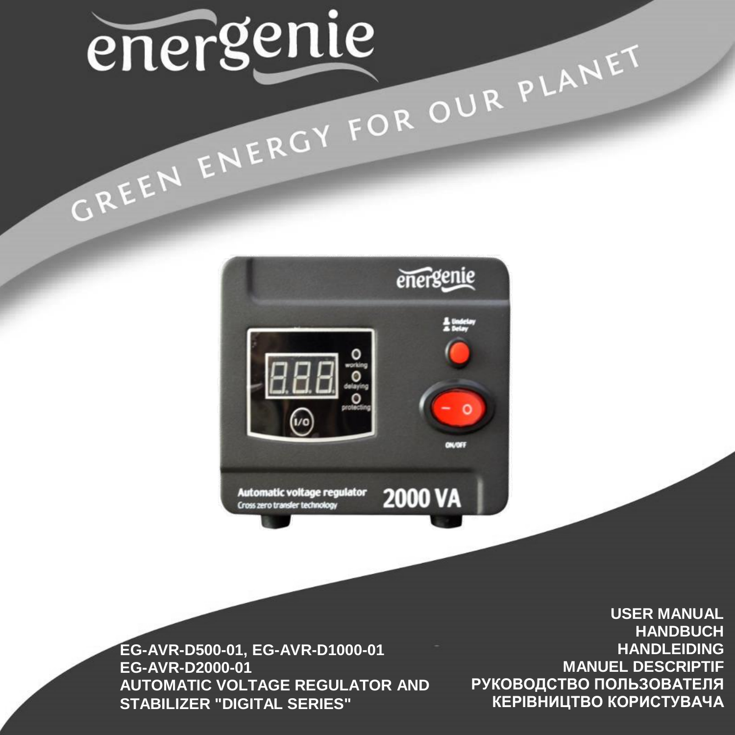# energenie

GREEN ENERGY FOR OUR PLANET

**EG-AVR-D500-01, EG-AVR-D1000-01**
**EG-AVR-D2000-01**
**AUTOMATIC VOLTAGE REGULATOR AND STABILIZER "DIGITAL SERIES"**

**USER MANUAL**
**HANDBUCH**
**HANDLEIDING**
**MANUEL DESCRIPTIF**
**РУКОВОДСТВО ПОЛЬЗОВАТЕЛЯ**
**КЕРІВНИЦТВО КОРИСТУВАЧА**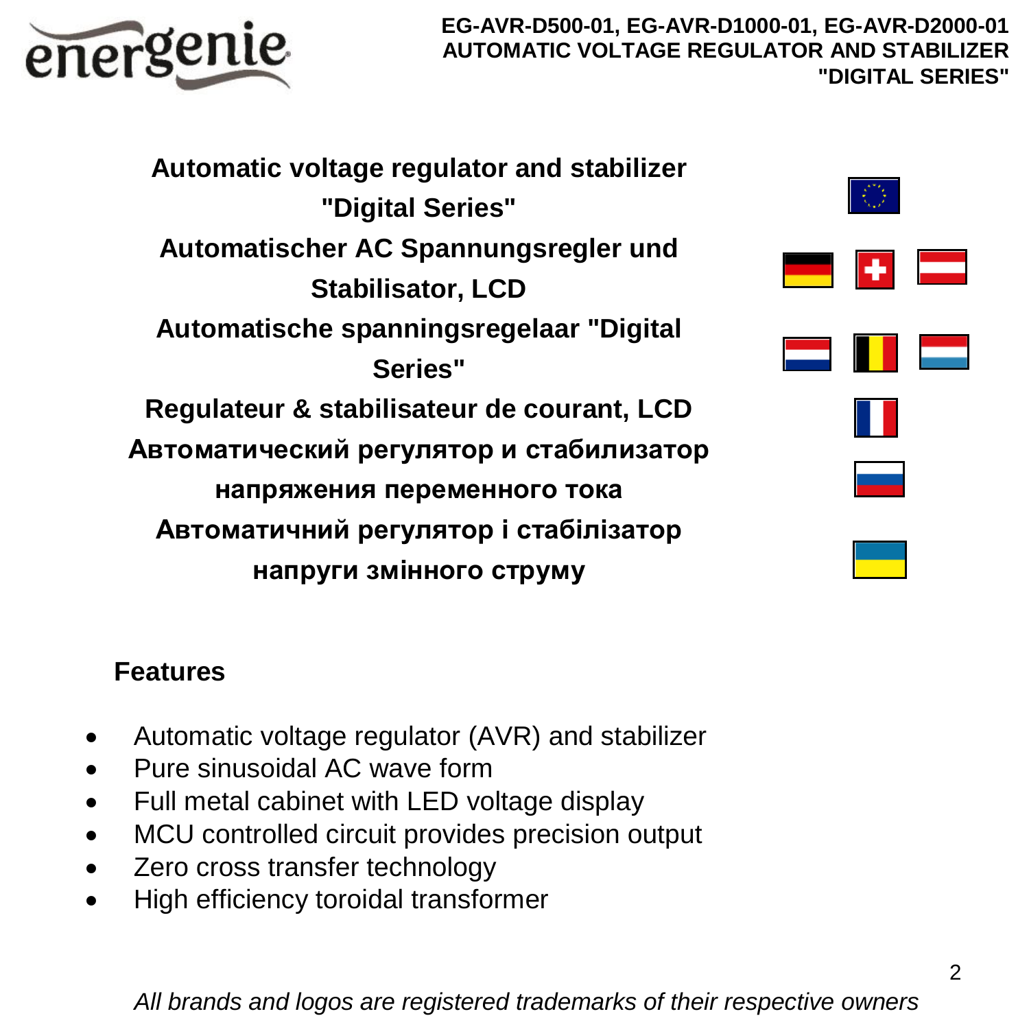**Automatic voltage regulator and stabilizer "Digital Series"**

**Automatischer AC Spannungsregler und Stabilisator, LCD**

**Automatische spanningsregelaar "Digital Series"**

**Regulateur & stabilisateur de courant, LCD**

**Автоматический регулятор и стабилизатор напряжения переменного тока**

**Автоматичний регулятор і стабілізатор напруги змінного струму**

## Features

- Automatic voltage regulator (AVR) and stabilizer
- Pure sinusoidal AC wave form
- Full metal cabinet with LED voltage display
- MCU controlled circuit provides precision output
- Zero cross transfer technology
- High efficiency toroidal transformer

*All brands and logos are registered trademarks of their respective owners*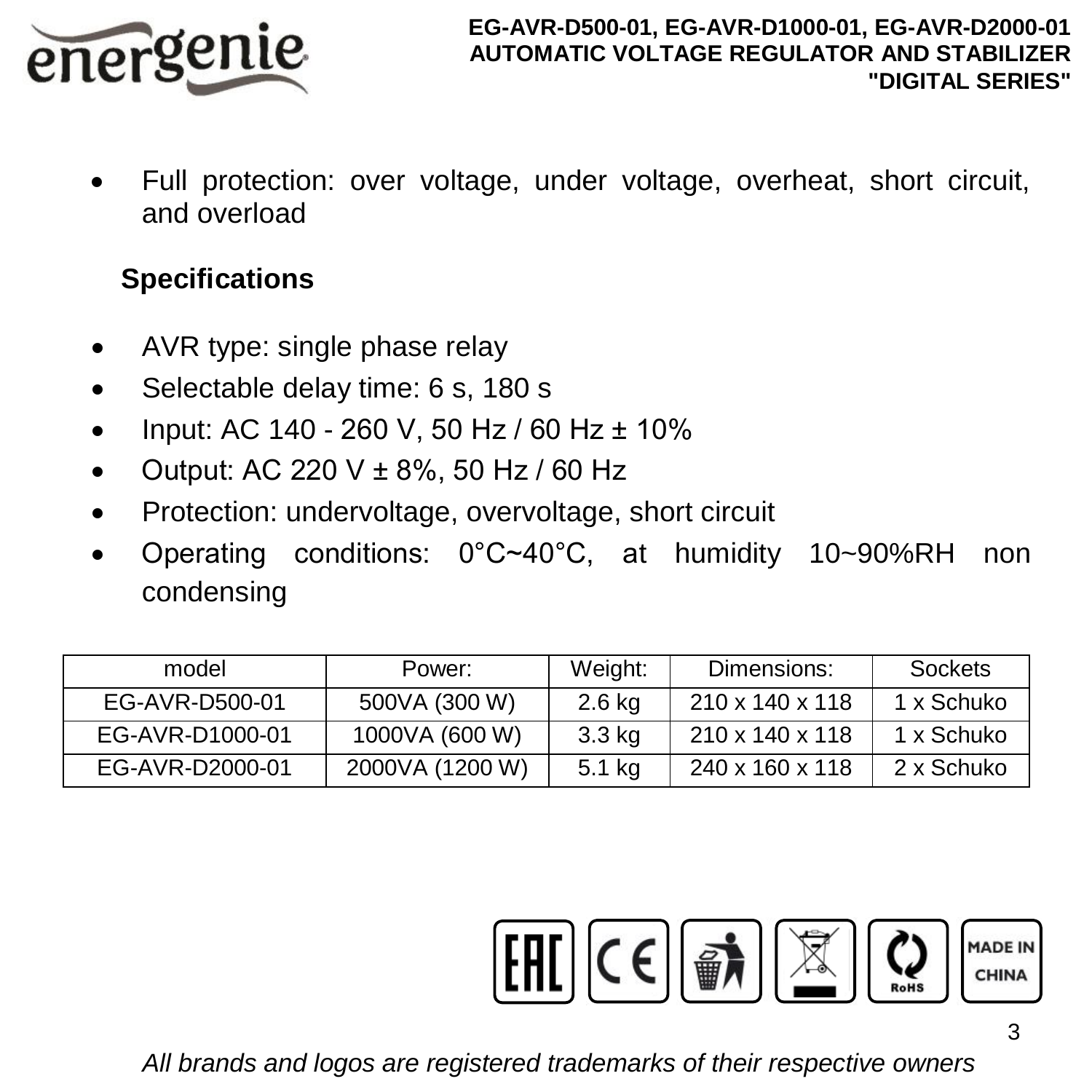- Full protection: over voltage, under voltage, overheat, short circuit, and overload

## Specifications

- AVR type: single phase relay
- Selectable delay time: 6 s, 180 s
- Input: AC 140 - 260 V, 50 Hz / 60 Hz ± 10%
- Output: AC 220 V ± 8%, 50 Hz / 60 Hz
- Protection: undervoltage, overvoltage, short circuit
- Operating conditions: 0°C~40°C, at humidity 10~90%RH non condensing

| model | Power: | Weight: | Dimensions: | Sockets |
|---|---|---|---|---|
| EG-AVR-D500-01 | 500VA (300 W) | 2.6 kg | 210 x 140 x 118 | 1 x Schuko |
| EG-AVR-D1000-01 | 1000VA (600 W) | 3.3 kg | 210 x 140 x 118 | 1 x Schuko |
| EG-AVR-D2000-01 | 2000VA (1200 W) | 5.1 kg | 240 x 160 x 118 | 2 x Schuko |

MADE IN CHINA

*All brands and logos are registered trademarks of their respective owners*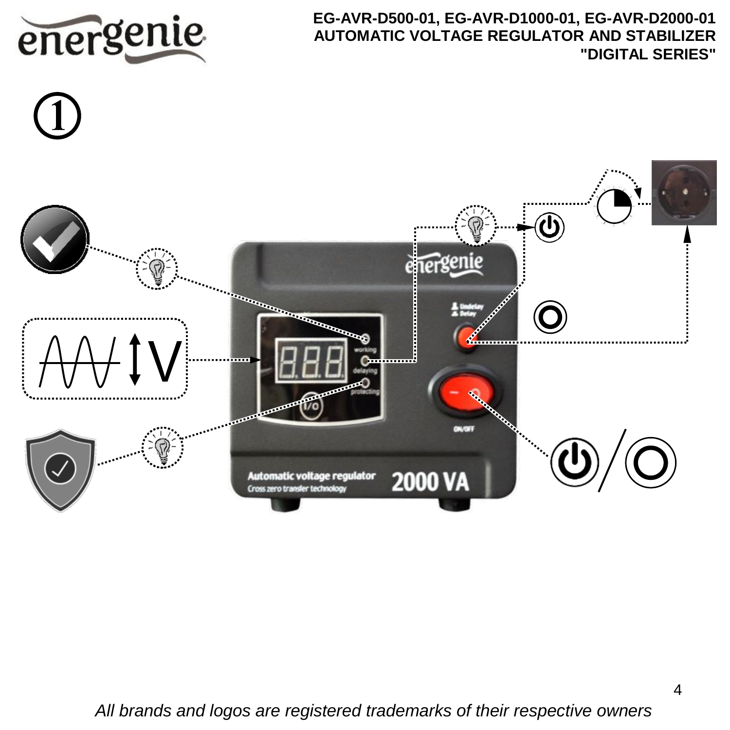# EG-AVR-D500-01, EG-AVR-D1000-01, EG-AVR-D2000-01 AUTOMATIC VOLTAGE REGULATOR AND STABILIZER "DIGITAL SERIES"

①

*All brands and logos are registered trademarks of their respective owners*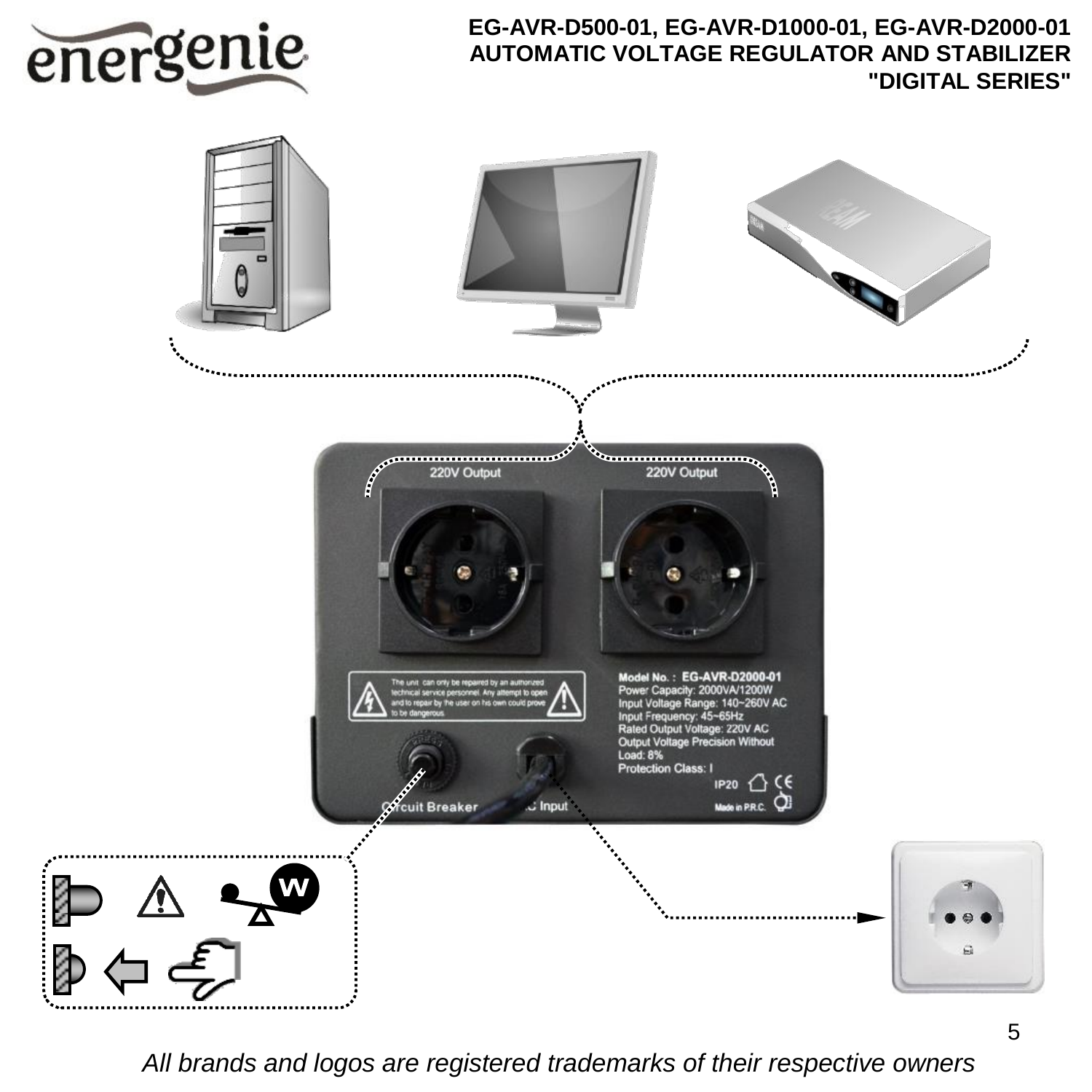**EG-AVR-D500-01, EG-AVR-D1000-01, EG-AVR-D2000-01**
**AUTOMATIC VOLTAGE REGULATOR AND STABILIZER**
**"DIGITAL SERIES"**

220V Output

220V Output

The unit can only be repaired by an authorized technical service personnel. Any attempt to open and to repair by the user on his own could prove to be dangerous.

Model No.: EG-AVR-D2000-01
Power Capacity: 2000VA/1200W
Input Voltage Range: 140~260V AC
Input Frequency: 45~65Hz
Rated Output Voltage: 220V AC
Output Voltage Precision Without Load: 8%
Protection Class: I
IP20
Made in P.R.C.

Circuit Breaker

AC Input

*All brands and logos are registered trademarks of their respective owners*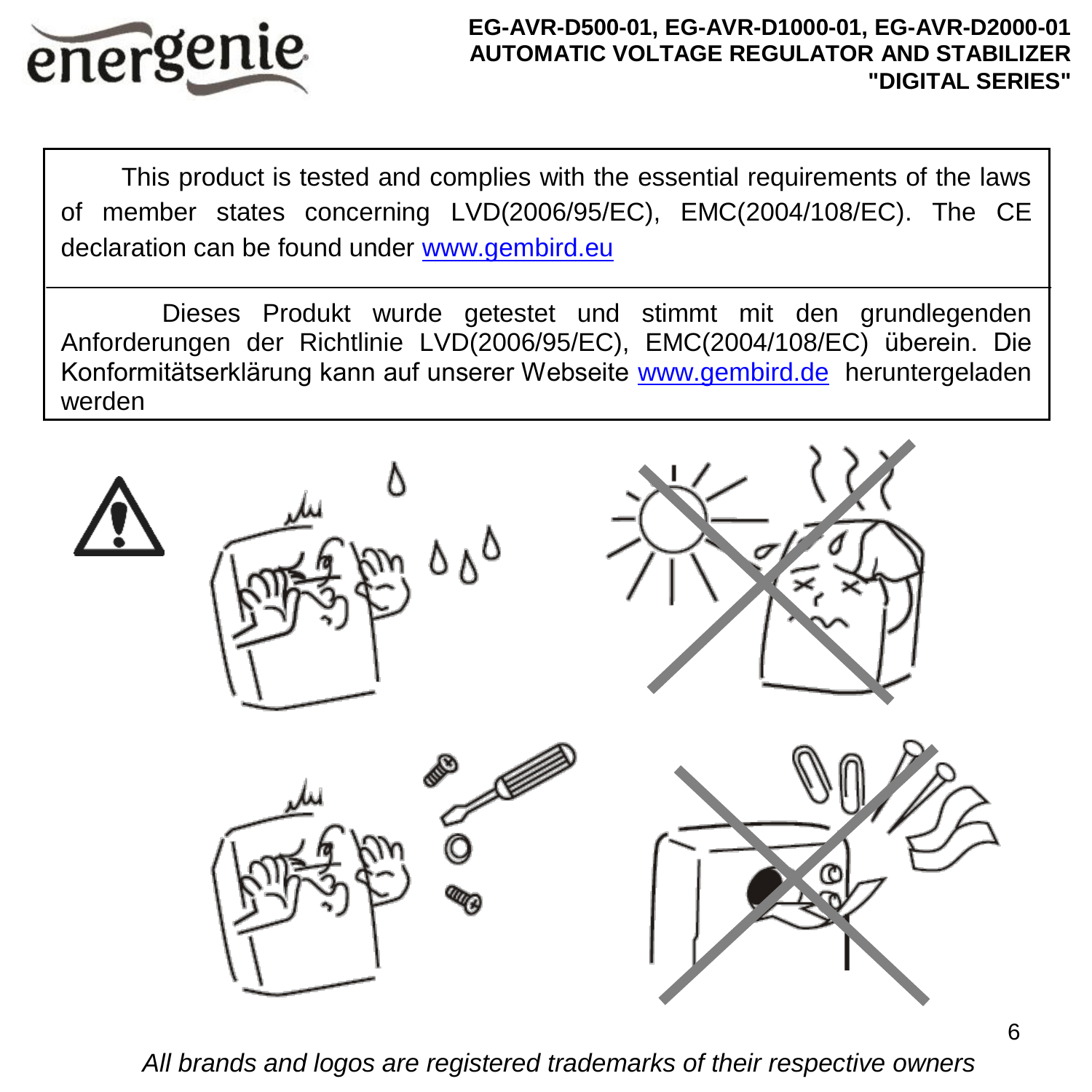energenie

**EG-AVR-D500-01, EG-AVR-D1000-01, EG-AVR-D2000-01**
**AUTOMATIC VOLTAGE REGULATOR AND STABILIZER**
**"DIGITAL SERIES"**

This product is tested and complies with the essential requirements of the laws of member states concerning LVD(2006/95/EC), EMC(2004/108/EC). The CE declaration can be found under www.gembird.eu

Dieses Produkt wurde getestet und stimmt mit den grundlegenden Anforderungen der Richtlinie LVD(2006/95/EC), EMC(2004/108/EC) überein. Die Konformitätserklärung kann auf unserer Webseite www.gembird.de heruntergeladen werden

*All brands and logos are registered trademarks of their respective owners*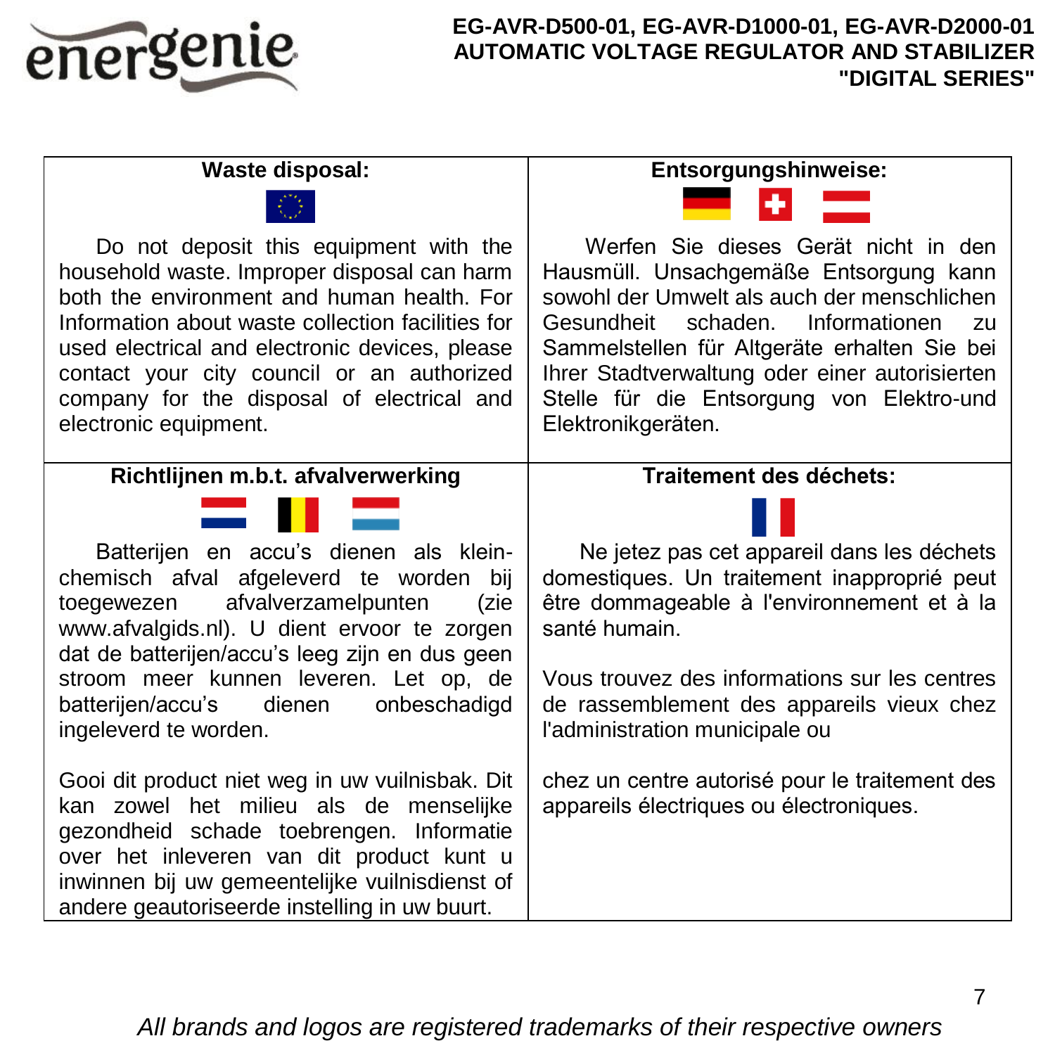## Waste disposal:

Do not deposit this equipment with the household waste. Improper disposal can harm both the environment and human health. For Information about waste collection facilities for used electrical and electronic devices, please contact your city council or an authorized company for the disposal of electrical and electronic equipment.

## Entsorgungshinweise:

Werfen Sie dieses Gerät nicht in den Hausmüll. Unsachgemäße Entsorgung kann sowohl der Umwelt als auch der menschlichen Gesundheit schaden. Informationen zu Sammelstellen für Altgeräte erhalten Sie bei Ihrer Stadtverwaltung oder einer autorisierten Stelle für die Entsorgung von Elektro-und Elektronikgeräten.

## Richtlijnen m.b.t. afvalverwerking

Batterijen en accu's dienen als klein-chemisch afval afgeleverd te worden bij toegewezen afvalverzamelpunten (zie www.afvalgids.nl). U dient ervoor te zorgen dat de batterijen/accu's leeg zijn en dus geen stroom meer kunnen leveren. Let op, de batterijen/accu's dienen onbeschadigd ingeleverd te worden.

Gooi dit product niet weg in uw vuilnisbak. Dit kan zowel het milieu als de menselijke gezondheid schade toebrengen. Informatie over het inleveren van dit product kunt u inwinnen bij uw gemeentelijke vuilnisdienst of andere geautoriseerde instelling in uw buurt.

## Traitement des déchets:

Ne jetez pas cet appareil dans les déchets domestiques. Un traitement inapproprié peut être dommageable à l'environnement et à la santé humain.

Vous trouvez des informations sur les centres de rassemblement des appareils vieux chez l'administration municipale ou

chez un centre autorisé pour le traitement des appareils électriques ou électroniques.

*All brands and logos are registered trademarks of their respective owners*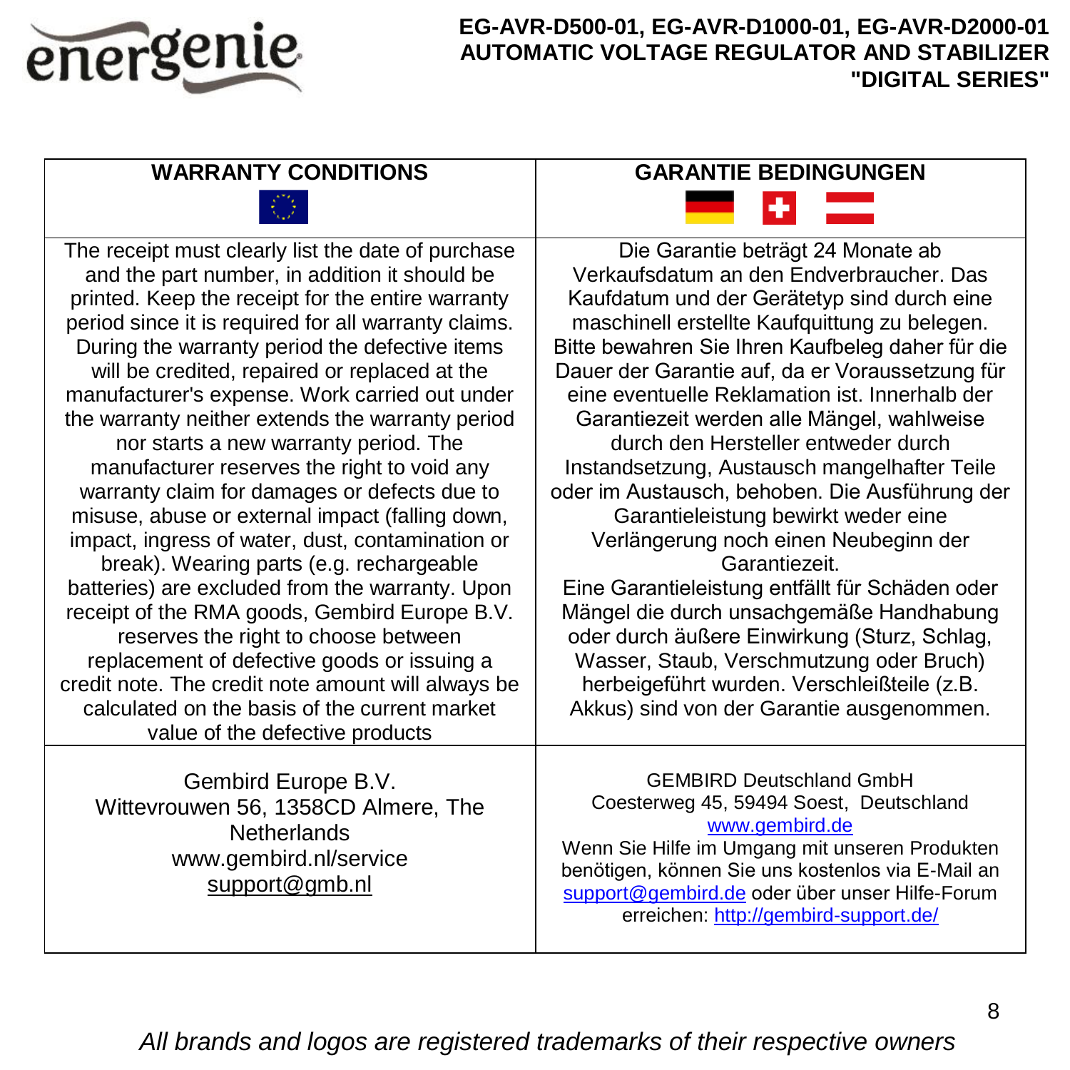| WARRANTY CONDITIONS | GARANTIE BEDINGUNGEN |
|---|---|
| The receipt must clearly list the date of purchase and the part number, in addition it should be printed. Keep the receipt for the entire warranty period since it is required for all warranty claims. During the warranty period the defective items will be credited, repaired or replaced at the manufacturer's expense. Work carried out under the warranty neither extends the warranty period nor starts a new warranty period. The manufacturer reserves the right to void any warranty claim for damages or defects due to misuse, abuse or external impact (falling down, impact, ingress of water, dust, contamination or break). Wearing parts (e.g. rechargeable batteries) are excluded from the warranty. Upon receipt of the RMA goods, Gembird Europe B.V. reserves the right to choose between replacement of defective goods or issuing a credit note. The credit note amount will always be calculated on the basis of the current market value of the defective products | Die Garantie beträgt 24 Monate ab Verkaufsdatum an den Endverbraucher. Das Kaufdatum und der Gerätetyp sind durch eine maschinell erstellte Kaufquittung zu belegen. Bitte bewahren Sie Ihren Kaufbeleg daher für die Dauer der Garantie auf, da er Voraussetzung für eine eventuelle Reklamation ist. Innerhalb der Garantiezeit werden alle Mängel, wahlweise durch den Hersteller entweder durch Instandsetzung, Austausch mangelhafter Teile oder im Austausch, behoben. Die Ausführung der Garantieleistung bewirkt weder eine Verlängerung noch einen Neubeginn der Garantiezeit. Eine Garantieleistung entfällt für Schäden oder Mängel die durch unsachgemäße Handhabung oder durch äußere Einwirkung (Sturz, Schlag, Wasser, Staub, Verschmutzung oder Bruch) herbeigeführt wurden. Verschleißteile (z.B. Akkus) sind von der Garantie ausgenommen. |
| Gembird Europe B.V.<br>Wittevrouwen 56, 1358CD Almere, The Netherlands<br>www.gembird.nl/service<br>support@gmb.nl | GEMBIRD Deutschland GmbH<br>Coesterweg 45, 59494 Soest, Deutschland<br>www.gembird.de<br>Wenn Sie Hilfe im Umgang mit unseren Produkten benötigen, können Sie uns kostenlos via E-Mail an support@gembird.de oder über unser Hilfe-Forum erreichen: http://gembird-support.de/ |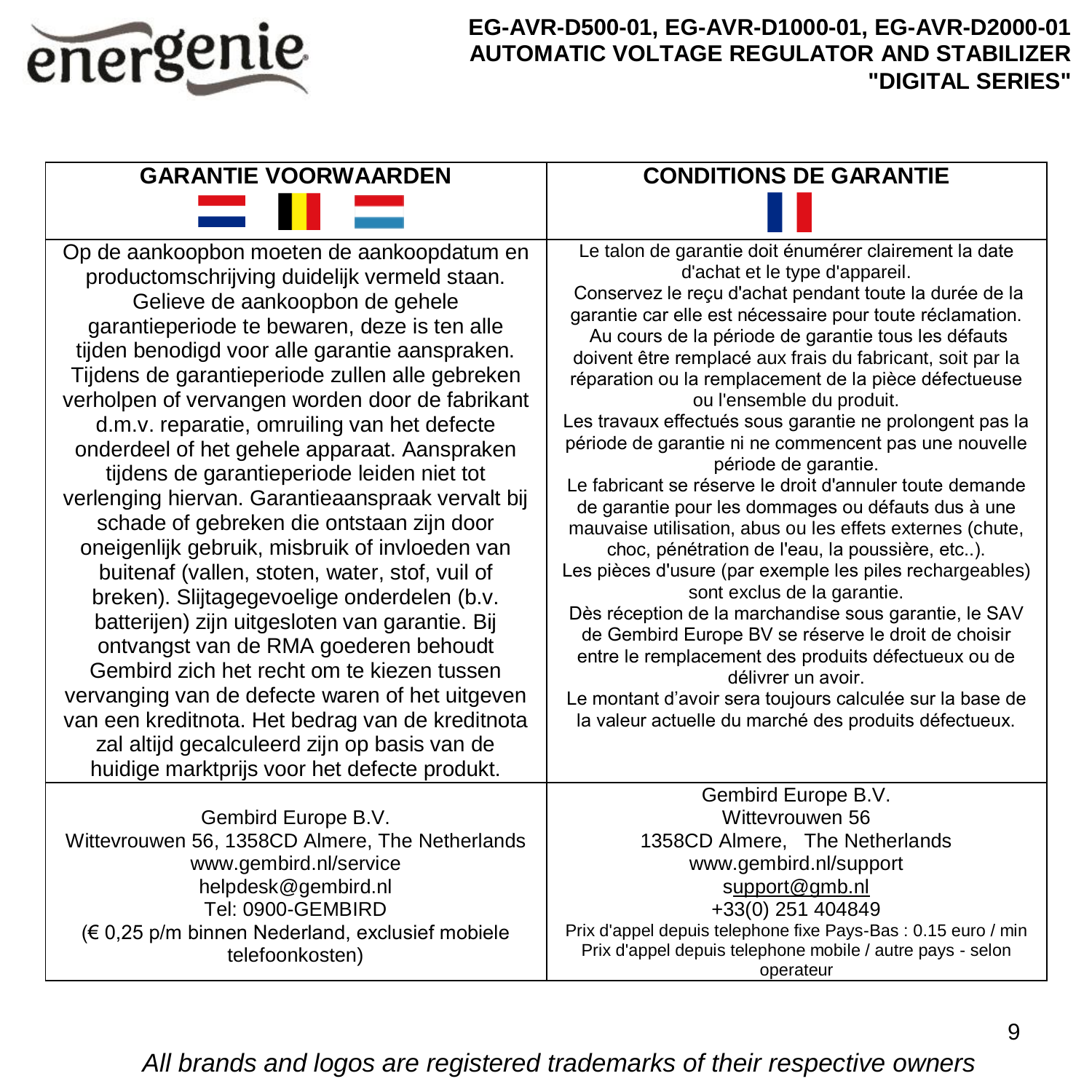**EG-AVR-D500-01, EG-AVR-D1000-01, EG-AVR-D2000-01**
**AUTOMATIC VOLTAGE REGULATOR AND STABILIZER**
**"DIGITAL SERIES"**

| GARANTIE VOORWAARDEN | CONDITIONS DE GARANTIE |
|---|---|
| Op de aankoopbon moeten de aankoopdatum en productomschrijving duidelijk vermeld staan. Gelieve de aankoopbon de gehele garantieperiode te bewaren, deze is ten alle tijden benodigd voor alle garantie aanspraken. Tijdens de garantieperiode zullen alle gebreken verholpen of vervangen worden door de fabrikant d.m.v. reparatie, omruiling van het defecte onderdeel of het gehele apparaat. Aanspraken tijdens de garantieperiode leiden niet tot verlenging hiervan. Garantieaanspraak vervalt bij schade of gebreken die ontstaan zijn door oneigenlijk gebruik, misbruik of invloeden van buitenaf (vallen, stoten, water, stof, vuil of breken). Slijtagegevoelige onderdelen (b.v. batterijen) zijn uitgesloten van garantie. Bij ontvangst van de RMA goederen behoudt Gembird zich het recht om te kiezen tussen vervanging van de defecte waren of het uitgeven van een kreditnota. Het bedrag van de kreditnota zal altijd gecalculeerd zijn op basis van de huidige marktprijs voor het defecte produkt. | Le talon de garantie doit énumérer clairement la date d'achat et le type d'appareil. Conservez le reçu d'achat pendant toute la durée de la garantie car elle est nécessaire pour toute réclamation. Au cours de la période de garantie tous les défauts doivent être remplacé aux frais du fabricant, soit par la réparation ou la remplacement de la pièce défectueuse ou l'ensemble du produit. Les travaux effectués sous garantie ne prolongent pas la période de garantie ni ne commencent pas une nouvelle période de garantie. Le fabricant se réserve le droit d'annuler toute demande de garantie pour les dommages ou défauts dus à une mauvaise utilisation, abus ou les effets externes (chute, choc, pénétration de l'eau, la poussière, etc..). Les pièces d'usure (par exemple les piles rechargeables) sont exclus de la garantie. Dès réception de la marchandise sous garantie, le SAV de Gembird Europe BV se réserve le droit de choisir entre le remplacement des produits défectueux ou de délivrer un avoir. Le montant d'avoir sera toujours calculée sur la base de la valeur actuelle du marché des produits défectueux. |
| Gembird Europe B.V.<br>Wittevrouwen 56, 1358CD Almere, The Netherlands<br>www.gembird.nl/service<br>helpdesk@gembird.nl<br>Tel: 0900-GEMBIRD<br>(€ 0,25 p/m binnen Nederland, exclusief mobiele telefoonkosten) | Gembird Europe B.V.<br>Wittevrouwen 56<br>1358CD Almere, The Netherlands<br>www.gembird.nl/support<br>support@gmb.nl<br>+33(0) 251 404849<br>Prix d'appel depuis telephone fixe Pays-Bas : 0.15 euro / min<br>Prix d'appel depuis telephone mobile / autre pays - selon operateur |

*All brands and logos are registered trademarks of their respective owners*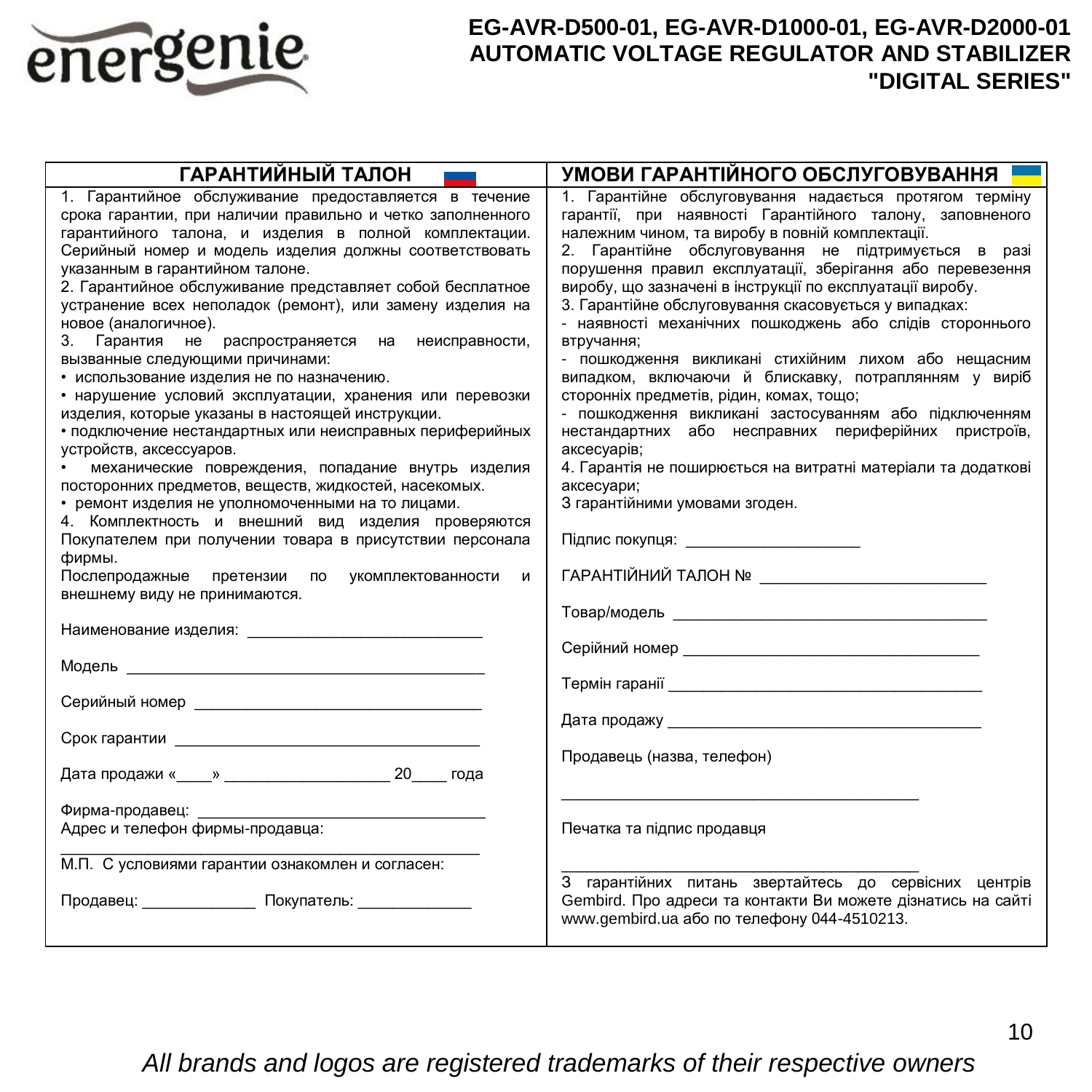# EG-AVR-D500-01, EG-AVR-D1000-01, EG-AVR-D2000-01
# AUTOMATIC VOLTAGE REGULATOR AND STABILIZER "DIGITAL SERIES"

## ГАРАНТИЙНЫЙ ТАЛОН

1. Гарантийное обслуживание предоставляется в течение срока гарантии, при наличии правильно и четко заполненного гарантийного талона, и изделия в полной комплектации. Серийный номер и модель изделия должны соответствовать указанным в гарантийном талоне.
2. Гарантийное обслуживание представляет собой бесплатное устранение всех неполадок (ремонт), или замену изделия на новое (аналогичное).
3. Гарантия не распространяется на неисправности, вызванные следующими причинами:
- использование изделия не по назначению.
- нарушение условий эксплуатации, хранения или перевозки изделия, которые указаны в настоящей инструкции.
- подключение нестандартных или неисправных периферийных устройств, аксессуаров.
- механические повреждения, попадание внутрь изделия посторонних предметов, веществ, жидкостей, насекомых.
- ремонт изделия не уполномоченными на то лицами.

4. Комплектность и внешний вид изделия проверяются Покупателем при получении товара в присутствии персонала фирмы.
Послепродажные претензии по укомплектованности и внешнему виду не принимаются.

Наименование изделия: ___________________________

Модель ___________________________________________

Серийный номер _________________________________

Срок гарантии ___________________________________

Дата продажи «____» ___________________ 20____ года

Фирма-продавец: _________________________________
Адрес и телефон фирмы-продавца:
_________________________________________________
М.П. С условиями гарантии ознакомлен и согласен:

Продавец: _____________ Покупатель: _____________

## УМОВИ ГАРАНТІЙНОГО ОБСЛУГОВУВАННЯ

1. Гарантійне обслуговування надається протягом терміну гарантії, при наявності Гарантійного талону, заповненого належним чином, та виробу в повній комплектації.
2. Гарантійне обслуговування не підтримується в разі порушення правил експлуатації, зберігання або перевезення виробу, що зазначені в інструкції по експлуатації виробу.
3. Гарантійне обслуговування скасовується у випадках:
- наявності механічних пошкоджень або слідів стороннього втручання;
- пошкодження викликані стихійним лихом або нещасним випадком, включаючи й блискавку, потраплянням у виріб сторонніх предметів, рідин, комах, тощо;
- пошкодження викликані застосуванням або підключенням нестандартних або несправних периферійних пристроїв, аксесуарів;

4. Гарантія не поширюється на витратні матеріали та додаткові аксесуари;
З гарантійними умовами згоден.

Підпис покупця: ____________________

ГАРАНТІЙНИЙ ТАЛОН № __________________________

Товар/модель ____________________________________

Серійний номер __________________________________

Термін гаранії ____________________________________

Дата продажу _____________________________________

Продавець (назва, телефон)

_________________________________________

Печатка та підпис продавця

_________________________________________

З гарантійних питань звертайтесь до сервісних центрів Gembird. Про адреси та контакти Ви можете дізнатись на сайті www.gembird.ua або по телефону 044-4510213.

*All brands and logos are registered trademarks of their respective owners*